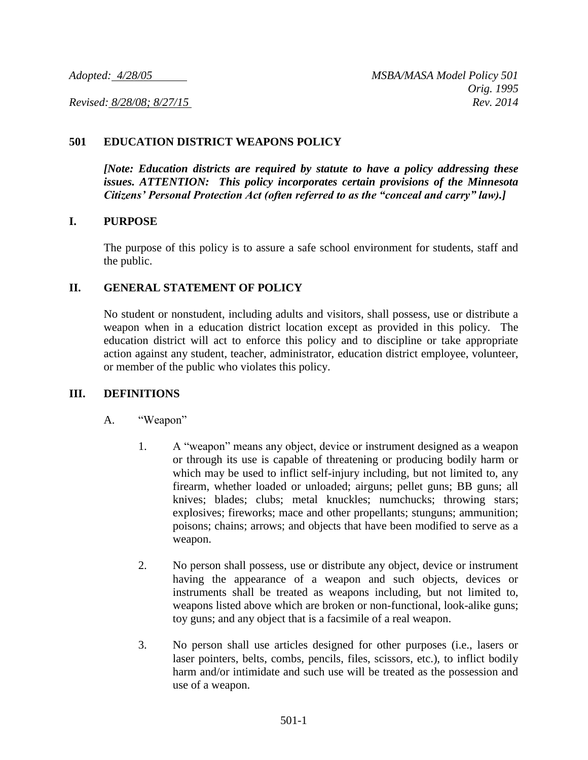*Adopted: 4/28/05* *MSBA/MASA Model Policy 501*
*Orig. 1995*
*Revised: 8/28/08; 8/27/15* *Rev. 2014*

# 501 EDUCATION DISTRICT WEAPONS POLICY

***[Note: Education districts are required by statute to have a policy addressing these issues. ATTENTION: This policy incorporates certain provisions of the Minnesota Citizens' Personal Protection Act (often referred to as the "conceal and carry" law).]***

## I. PURPOSE

The purpose of this policy is to assure a safe school environment for students, staff and the public.

## II. GENERAL STATEMENT OF POLICY

No student or nonstudent, including adults and visitors, shall possess, use or distribute a weapon when in a education district location except as provided in this policy. The education district will act to enforce this policy and to discipline or take appropriate action against any student, teacher, administrator, education district employee, volunteer, or member of the public who violates this policy.

## III. DEFINITIONS

A. "Weapon"

1. A "weapon" means any object, device or instrument designed as a weapon or through its use is capable of threatening or producing bodily harm or which may be used to inflict self-injury including, but not limited to, any firearm, whether loaded or unloaded; airguns; pellet guns; BB guns; all knives; blades; clubs; metal knuckles; numchucks; throwing stars; explosives; fireworks; mace and other propellants; stunguns; ammunition; poisons; chains; arrows; and objects that have been modified to serve as a weapon.

2. No person shall possess, use or distribute any object, device or instrument having the appearance of a weapon and such objects, devices or instruments shall be treated as weapons including, but not limited to, weapons listed above which are broken or non-functional, look-alike guns; toy guns; and any object that is a facsimile of a real weapon.

3. No person shall use articles designed for other purposes (i.e., lasers or laser pointers, belts, combs, pencils, files, scissors, etc.), to inflict bodily harm and/or intimidate and such use will be treated as the possession and use of a weapon.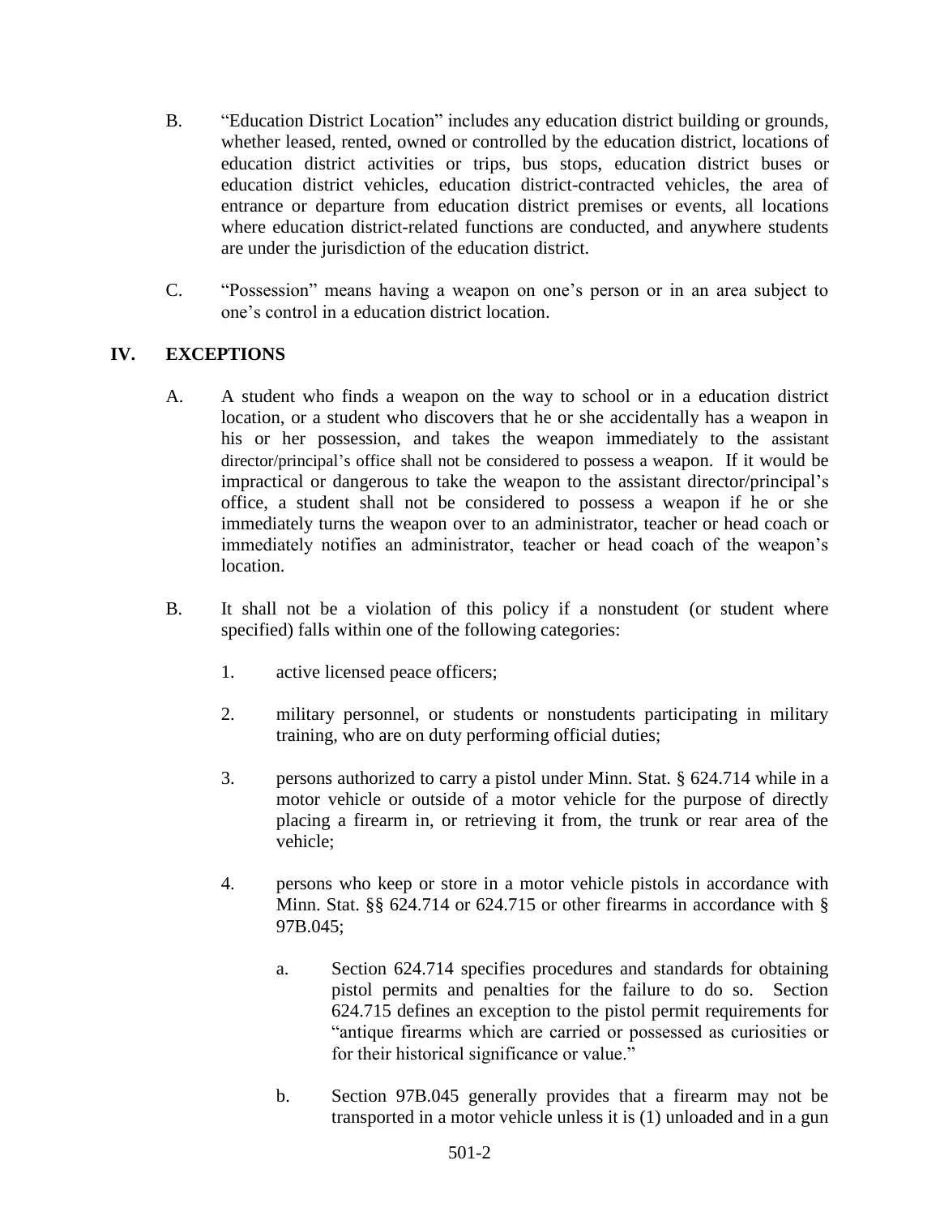B. "Education District Location" includes any education district building or grounds, whether leased, rented, owned or controlled by the education district, locations of education district activities or trips, bus stops, education district buses or education district vehicles, education district-contracted vehicles, the area of entrance or departure from education district premises or events, all locations where education district-related functions are conducted, and anywhere students are under the jurisdiction of the education district.

C. "Possession" means having a weapon on one's person or in an area subject to one's control in a education district location.

## IV. EXCEPTIONS

A. A student who finds a weapon on the way to school or in a education district location, or a student who discovers that he or she accidentally has a weapon in his or her possession, and takes the weapon immediately to the assistant director/principal's office shall not be considered to possess a weapon. If it would be impractical or dangerous to take the weapon to the assistant director/principal's office, a student shall not be considered to possess a weapon if he or she immediately turns the weapon over to an administrator, teacher or head coach or immediately notifies an administrator, teacher or head coach of the weapon's location.

B. It shall not be a violation of this policy if a nonstudent (or student where specified) falls within one of the following categories:

1. active licensed peace officers;

2. military personnel, or students or nonstudents participating in military training, who are on duty performing official duties;

3. persons authorized to carry a pistol under Minn. Stat. § 624.714 while in a motor vehicle or outside of a motor vehicle for the purpose of directly placing a firearm in, or retrieving it from, the trunk or rear area of the vehicle;

4. persons who keep or store in a motor vehicle pistols in accordance with Minn. Stat. §§ 624.714 or 624.715 or other firearms in accordance with § 97B.045;

   a. Section 624.714 specifies procedures and standards for obtaining pistol permits and penalties for the failure to do so. Section 624.715 defines an exception to the pistol permit requirements for "antique firearms which are carried or possessed as curiosities or for their historical significance or value."

   b. Section 97B.045 generally provides that a firearm may not be transported in a motor vehicle unless it is (1) unloaded and in a gun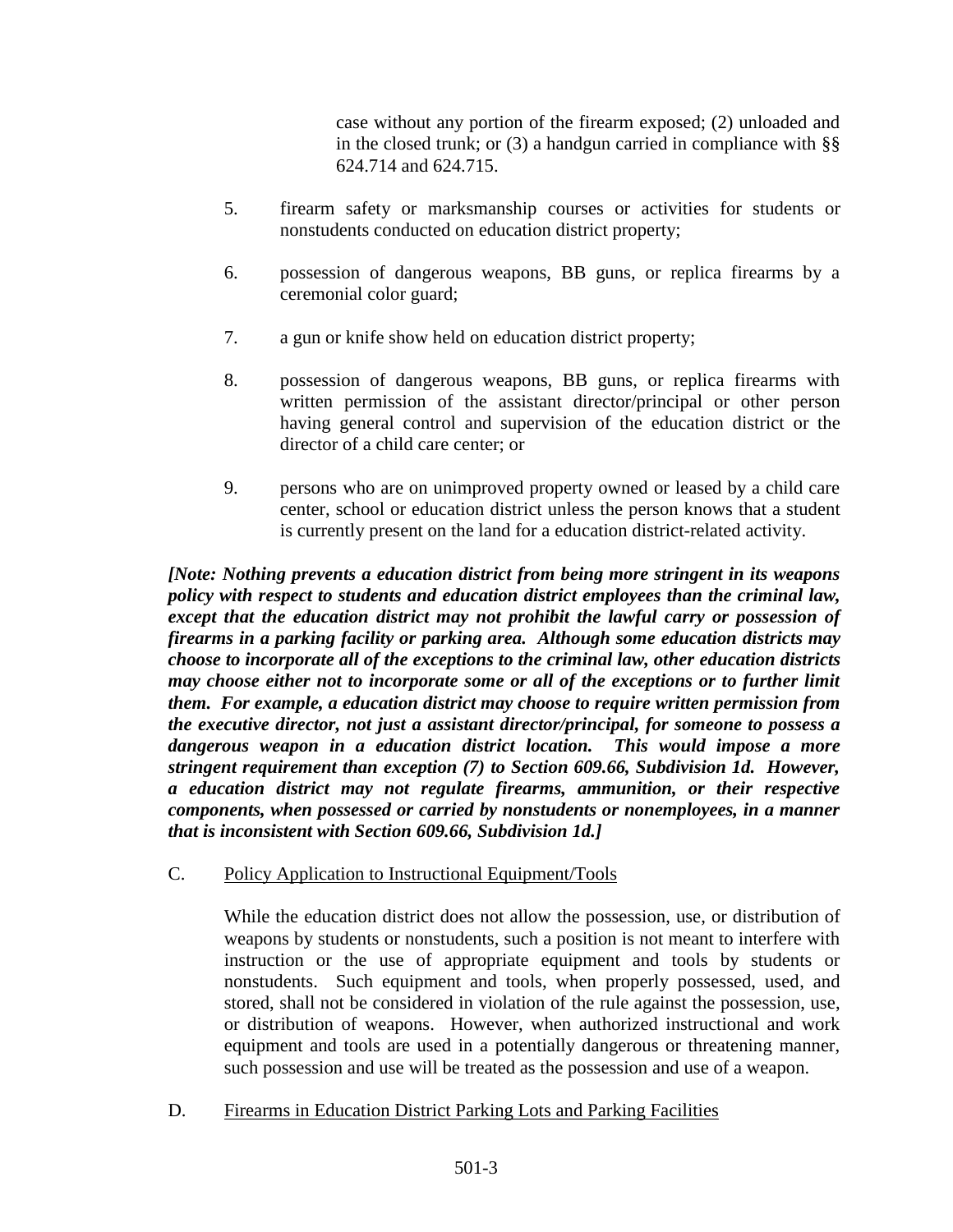case without any portion of the firearm exposed; (2) unloaded and in the closed trunk; or (3) a handgun carried in compliance with §§ 624.714 and 624.715.

5. firearm safety or marksmanship courses or activities for students or nonstudents conducted on education district property;

6. possession of dangerous weapons, BB guns, or replica firearms by a ceremonial color guard;

7. a gun or knife show held on education district property;

8. possession of dangerous weapons, BB guns, or replica firearms with written permission of the assistant director/principal or other person having general control and supervision of the education district or the director of a child care center; or

9. persons who are on unimproved property owned or leased by a child care center, school or education district unless the person knows that a student is currently present on the land for a education district-related activity.

***[Note: Nothing prevents a education district from being more stringent in its weapons policy with respect to students and education district employees than the criminal law, except that the education district may not prohibit the lawful carry or possession of firearms in a parking facility or parking area. Although some education districts may choose to incorporate all of the exceptions to the criminal law, other education districts may choose either not to incorporate some or all of the exceptions or to further limit them. For example, a education district may choose to require written permission from the executive director, not just a assistant director/principal, for someone to possess a dangerous weapon in a education district location. This would impose a more stringent requirement than exception (7) to Section 609.66, Subdivision 1d. However, a education district may not regulate firearms, ammunition, or their respective components, when possessed or carried by nonstudents or nonemployees, in a manner that is inconsistent with Section 609.66, Subdivision 1d.]***

C. <u>Policy Application to Instructional Equipment/Tools</u>

While the education district does not allow the possession, use, or distribution of weapons by students or nonstudents, such a position is not meant to interfere with instruction or the use of appropriate equipment and tools by students or nonstudents. Such equipment and tools, when properly possessed, used, and stored, shall not be considered in violation of the rule against the possession, use, or distribution of weapons. However, when authorized instructional and work equipment and tools are used in a potentially dangerous or threatening manner, such possession and use will be treated as the possession and use of a weapon.

D. <u>Firearms in Education District Parking Lots and Parking Facilities</u>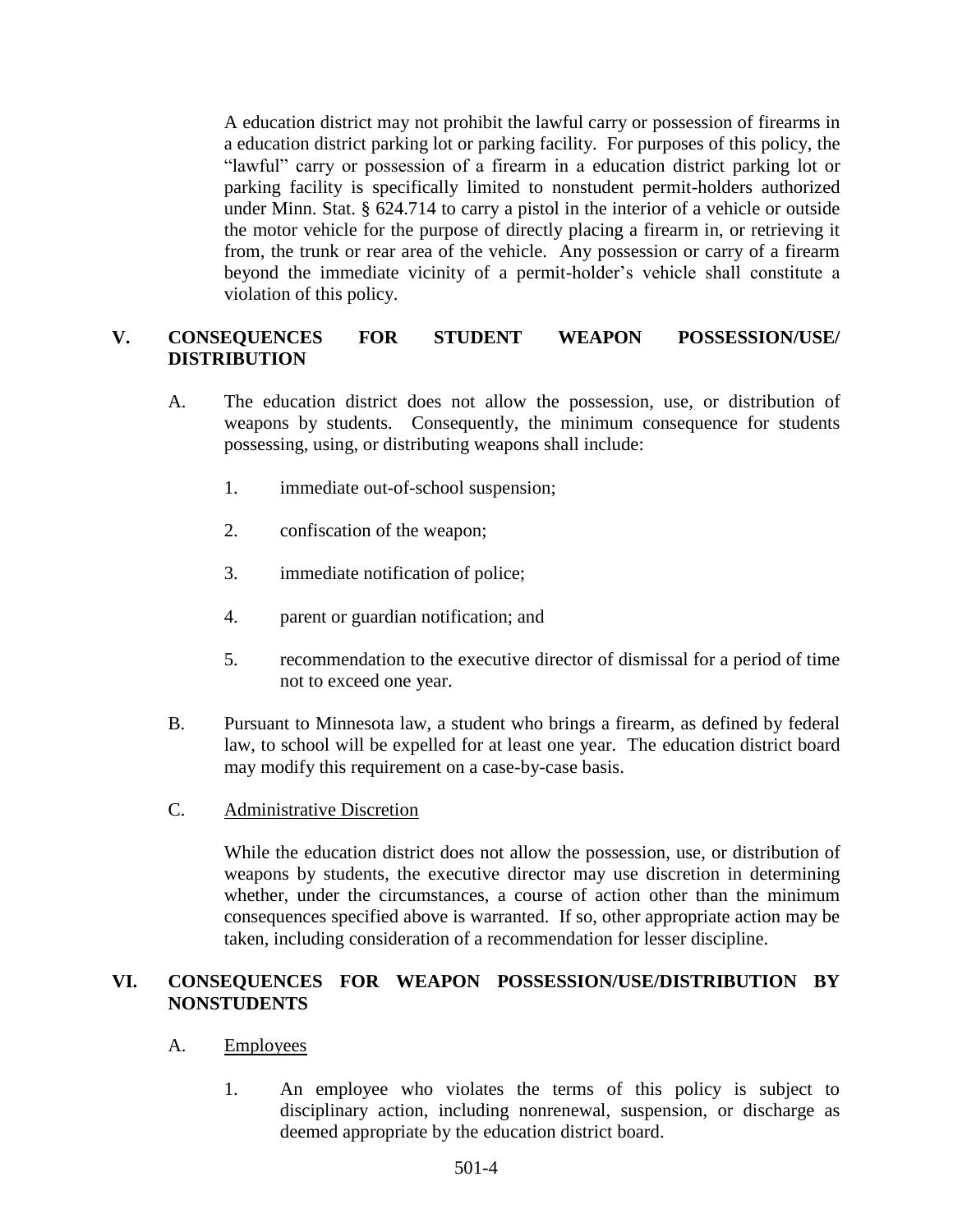A education district may not prohibit the lawful carry or possession of firearms in a education district parking lot or parking facility. For purposes of this policy, the "lawful" carry or possession of a firearm in a education district parking lot or parking facility is specifically limited to nonstudent permit-holders authorized under Minn. Stat. § 624.714 to carry a pistol in the interior of a vehicle or outside the motor vehicle for the purpose of directly placing a firearm in, or retrieving it from, the trunk or rear area of the vehicle. Any possession or carry of a firearm beyond the immediate vicinity of a permit-holder's vehicle shall constitute a violation of this policy.

## V. CONSEQUENCES FOR STUDENT WEAPON POSSESSION/USE/ DISTRIBUTION

A. The education district does not allow the possession, use, or distribution of weapons by students. Consequently, the minimum consequence for students possessing, using, or distributing weapons shall include:

1. immediate out-of-school suspension;

2. confiscation of the weapon;

3. immediate notification of police;

4. parent or guardian notification; and

5. recommendation to the executive director of dismissal for a period of time not to exceed one year.

B. Pursuant to Minnesota law, a student who brings a firearm, as defined by federal law, to school will be expelled for at least one year. The education district board may modify this requirement on a case-by-case basis.

C. Administrative Discretion

While the education district does not allow the possession, use, or distribution of weapons by students, the executive director may use discretion in determining whether, under the circumstances, a course of action other than the minimum consequences specified above is warranted. If so, other appropriate action may be taken, including consideration of a recommendation for lesser discipline.

## VI. CONSEQUENCES FOR WEAPON POSSESSION/USE/DISTRIBUTION BY NONSTUDENTS

A. Employees

1. An employee who violates the terms of this policy is subject to disciplinary action, including nonrenewal, suspension, or discharge as deemed appropriate by the education district board.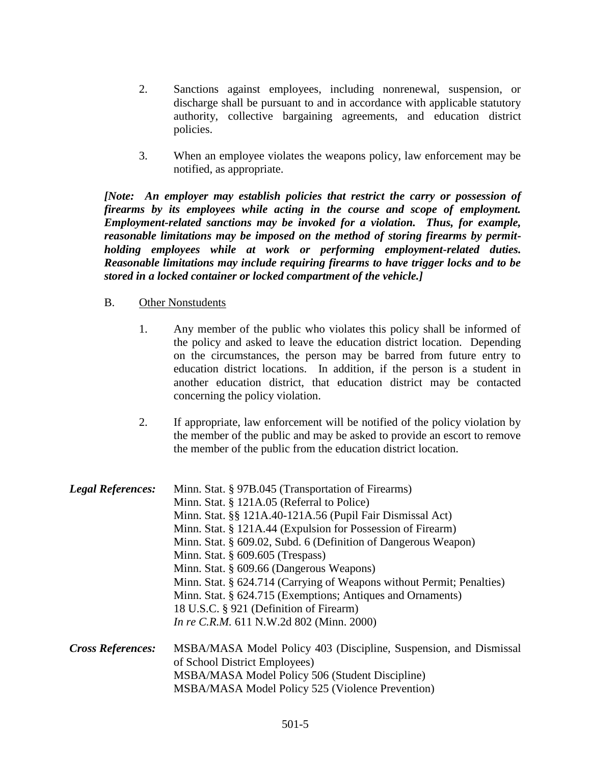2. Sanctions against employees, including nonrenewal, suspension, or discharge shall be pursuant to and in accordance with applicable statutory authority, collective bargaining agreements, and education district policies.

3. When an employee violates the weapons policy, law enforcement may be notified, as appropriate.

***[Note: An employer may establish policies that restrict the carry or possession of firearms by its employees while acting in the course and scope of employment. Employment-related sanctions may be invoked for a violation. Thus, for example, reasonable limitations may be imposed on the method of storing firearms by permit-holding employees while at work or performing employment-related duties. Reasonable limitations may include requiring firearms to have trigger locks and to be stored in a locked container or locked compartment of the vehicle.]***

B. <u>Other Nonstudents</u>

1. Any member of the public who violates this policy shall be informed of the policy and asked to leave the education district location. Depending on the circumstances, the person may be barred from future entry to education district locations. In addition, if the person is a student in another education district, that education district may be contacted concerning the policy violation.

2. If appropriate, law enforcement will be notified of the policy violation by the member of the public and may be asked to provide an escort to remove the member of the public from the education district location.

***Legal References:***
Minn. Stat. § 97B.045 (Transportation of Firearms)
Minn. Stat. § 121A.05 (Referral to Police)
Minn. Stat. §§ 121A.40-121A.56 (Pupil Fair Dismissal Act)
Minn. Stat. § 121A.44 (Expulsion for Possession of Firearm)
Minn. Stat. § 609.02, Subd. 6 (Definition of Dangerous Weapon)
Minn. Stat. § 609.605 (Trespass)
Minn. Stat. § 609.66 (Dangerous Weapons)
Minn. Stat. § 624.714 (Carrying of Weapons without Permit; Penalties)
Minn. Stat. § 624.715 (Exemptions; Antiques and Ornaments)
18 U.S.C. § 921 (Definition of Firearm)
*In re C.R.M.* 611 N.W.2d 802 (Minn. 2000)

***Cross References:***
MSBA/MASA Model Policy 403 (Discipline, Suspension, and Dismissal of School District Employees)
MSBA/MASA Model Policy 506 (Student Discipline)
MSBA/MASA Model Policy 525 (Violence Prevention)